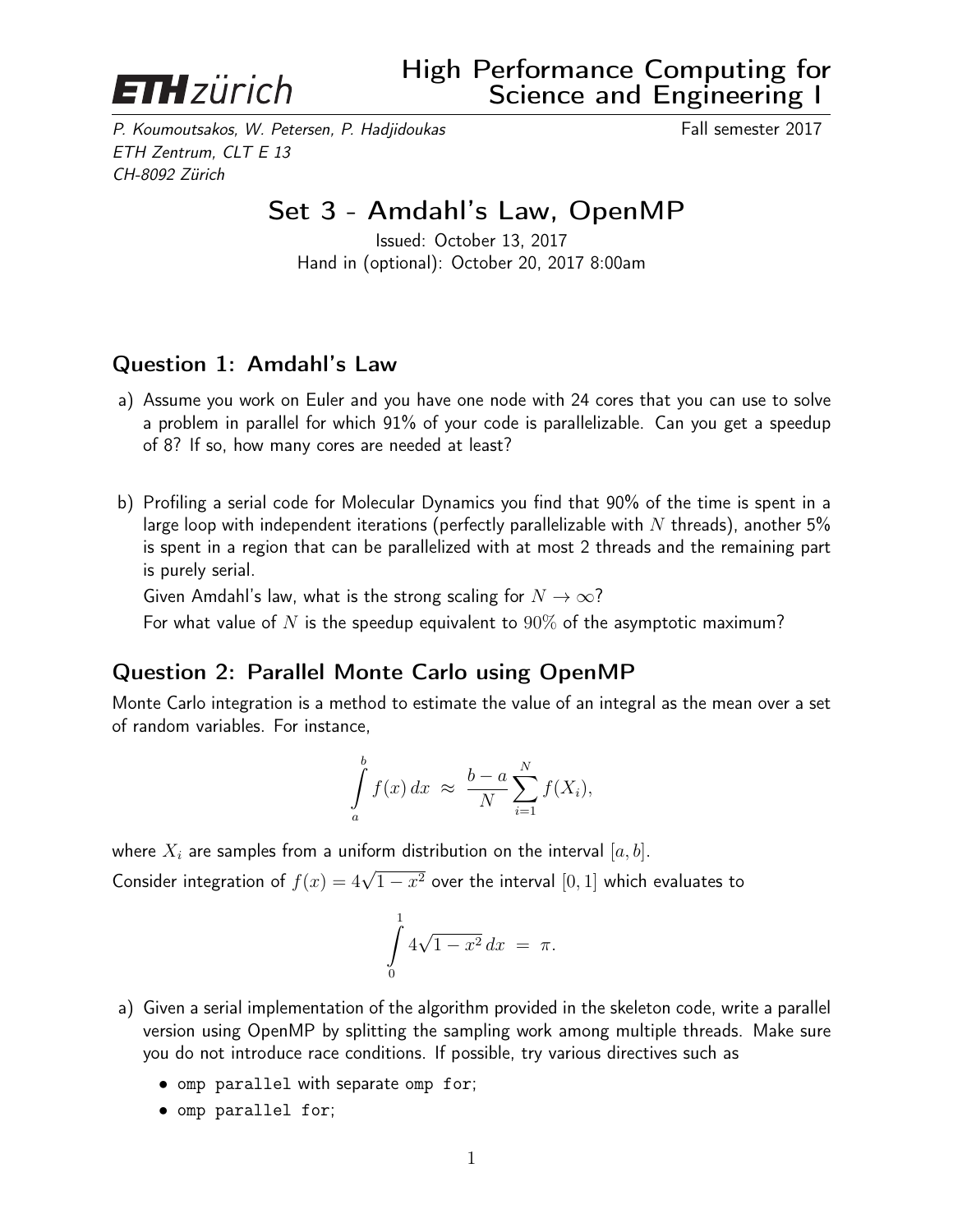**ETH** zürich

# High Performance Computing for Science and Engineering I

*P. Koumoutsakos, W. Petersen, P. Hadjidoukas* Fall semester 2017
*ETH Zentrum, CLT E 13*
*CH-8092 Zürich*

## Set 3 - Amdahl's Law, OpenMP

Issued: October 13, 2017
Hand in (optional): October 20, 2017 8:00am

### Question 1: Amdahl's Law

a) Assume you work on Euler and you have one node with 24 cores that you can use to solve a problem in parallel for which 91% of your code is parallelizable. Can you get a speedup of 8? If so, how many cores are needed at least?

b) Profiling a serial code for Molecular Dynamics you find that 90% of the time is spent in a large loop with independent iterations (perfectly parallelizable with $N$ threads), another 5% is spent in a region that can be parallelized with at most 2 threads and the remaining part is purely serial.
Given Amdahl's law, what is the strong scaling for $N \to \infty$?
For what value of $N$ is the speedup equivalent to $90\%$ of the asymptotic maximum?

### Question 2: Parallel Monte Carlo using OpenMP

Monte Carlo integration is a method to estimate the value of an integral as the mean over a set of random variables. For instance,

$$\int_a^b f(x)\,dx \;\approx\; \frac{b-a}{N}\sum_{i=1}^{N} f(X_i),$$

where $X_i$ are samples from a uniform distribution on the interval $[a,b]$.
Consider integration of $f(x) = 4\sqrt{1-x^2}$ over the interval $[0,1]$ which evaluates to

$$\int_0^1 4\sqrt{1-x^2}\,dx \;=\; \pi.$$

a) Given a serial implementation of the algorithm provided in the skeleton code, write a parallel version using OpenMP by splitting the sampling work among multiple threads. Make sure you do not introduce race conditions. If possible, try various directives such as

- `omp parallel` with separate `omp for`;
- `omp parallel for`;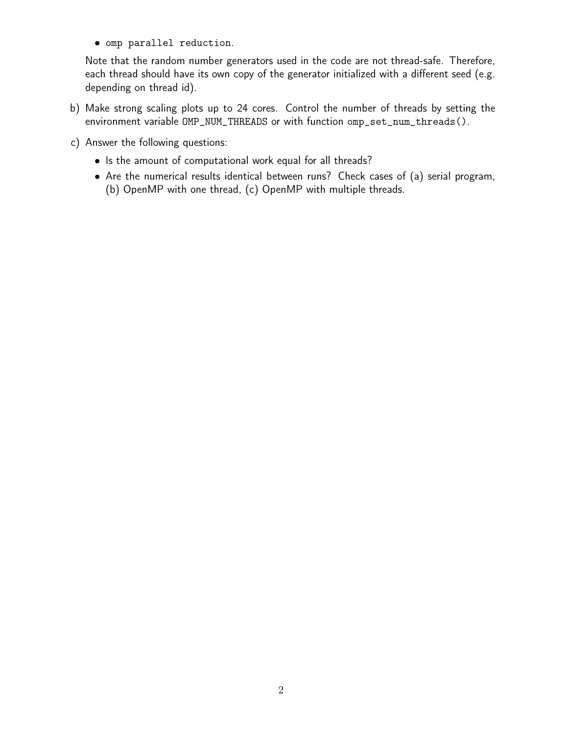- `omp parallel reduction`.

  Note that the random number generators used in the code are not thread-safe. Therefore, each thread should have its own copy of the generator initialized with a different seed (e.g. depending on thread id).

b) Make strong scaling plots up to 24 cores. Control the number of threads by setting the environment variable `OMP_NUM_THREADS` or with function `omp_set_num_threads()`.

c) Answer the following questions:

- Is the amount of computational work equal for all threads?
- Are the numerical results identical between runs? Check cases of (a) serial program, (b) OpenMP with one thread, (c) OpenMP with multiple threads.